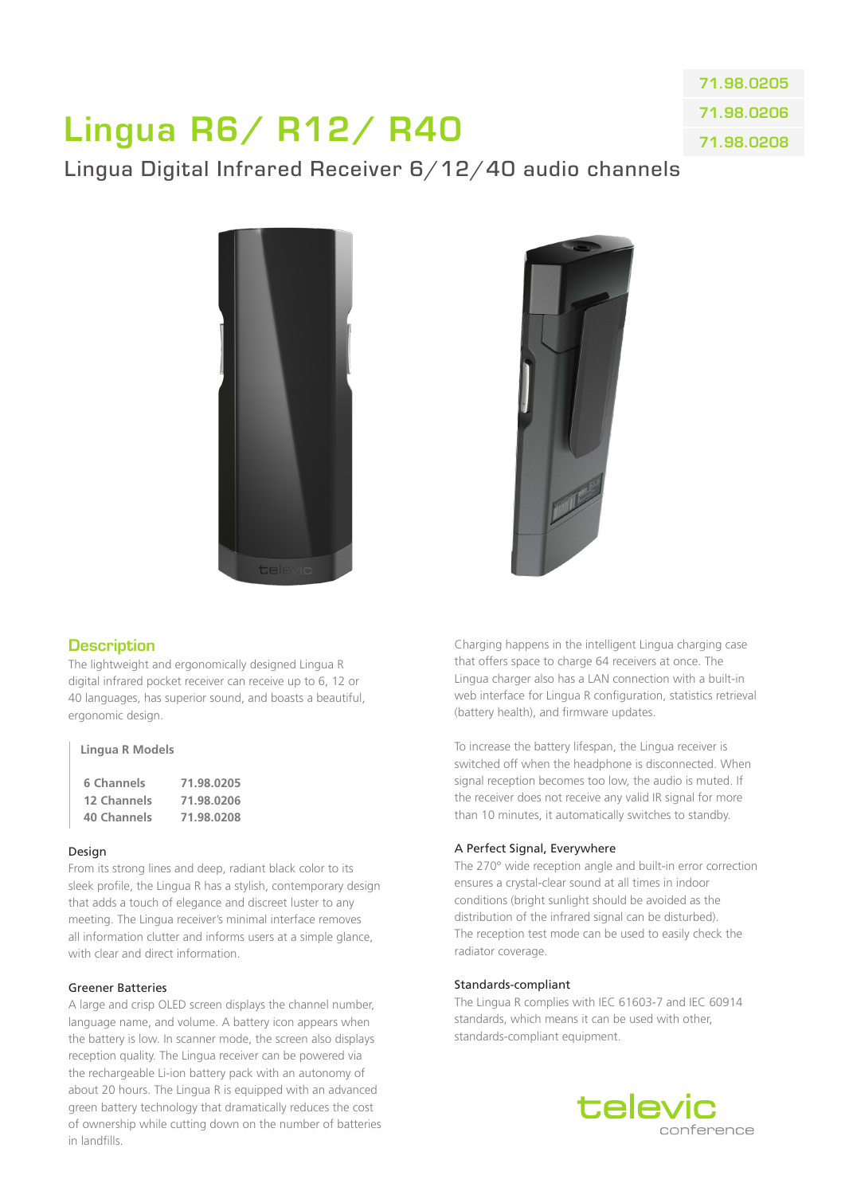71.98.0205
71.98.0206
71.98.0208

# Lingua R6/ R12/ R40

Lingua Digital Infrared Receiver 6/12/40 audio channels

## Description

The lightweight and ergonomically designed Lingua R digital infrared pocket receiver can receive up to 6, 12 or 40 languages, has superior sound, and boasts a beautiful, ergonomic design.

**Lingua R Models**

| | |
|---|---|
| 6 Channels | 71.98.0205 |
| 12 Channels | 71.98.0206 |
| 40 Channels | 71.98.0208 |

### Design

From its strong lines and deep, radiant black color to its sleek profile, the Lingua R has a stylish, contemporary design that adds a touch of elegance and discreet luster to any meeting. The Lingua receiver's minimal interface removes all information clutter and informs users at a simple glance, with clear and direct information.

### Greener Batteries

A large and crisp OLED screen displays the channel number, language name, and volume. A battery icon appears when the battery is low. In scanner mode, the screen also displays reception quality. The Lingua receiver can be powered via the rechargeable Li-ion battery pack with an autonomy of about 20 hours. The Lingua R is equipped with an advanced green battery technology that dramatically reduces the cost of ownership while cutting down on the number of batteries in landfills.

Charging happens in the intelligent Lingua charging case that offers space to charge 64 receivers at once. The Lingua charger also has a LAN connection with a built-in web interface for Lingua R configuration, statistics retrieval (battery health), and firmware updates.

To increase the battery lifespan, the Lingua receiver is switched off when the headphone is disconnected. When signal reception becomes too low, the audio is muted. If the receiver does not receive any valid IR signal for more than 10 minutes, it automatically switches to standby.

### A Perfect Signal, Everywhere

The 270° wide reception angle and built-in error correction ensures a crystal-clear sound at all times in indoor conditions (bright sunlight should be avoided as the distribution of the infrared signal can be disturbed). The reception test mode can be used to easily check the radiator coverage.

### Standards-compliant

The Lingua R complies with IEC 61603-7 and IEC 60914 standards, which means it can be used with other, standards-compliant equipment.

televic
conference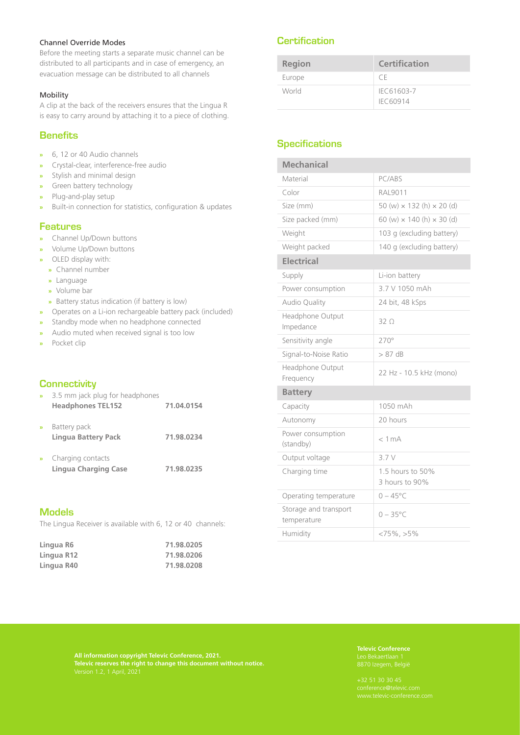#### Channel Override Modes

Before the meeting starts a separate music channel can be distributed to all participants and in case of emergency, an evacuation message can be distributed to all channels

#### Mobility

A clip at the back of the receivers ensures that the Lingua R is easy to carry around by attaching it to a piece of clothing.

## Benefits

- 6, 12 or 40 Audio channels
- Crystal-clear, interference-free audio
- Stylish and minimal design
- Green battery technology
- Plug-and-play setup
- Built-in connection for statistics, configuration & updates

## Features

- Channel Up/Down buttons
- Volume Up/Down buttons
- OLED display with:
  - Channel number
  - Language
  - Volume bar
  - Battery status indication (if battery is low)
- Operates on a Li-ion rechargeable battery pack (included)
- Standby mode when no headphone connected
- Audio muted when received signal is too low
- Pocket clip

## Connectivity

- 3.5 mm jack plug for headphones
  **Headphones TEL152** **71.04.0154**
- Battery pack
  **Lingua Battery Pack** **71.98.0234**
- Charging contacts
  **Lingua Charging Case** **71.98.0235**

## Models

The Lingua Receiver is available with 6, 12 or 40 channels:

| | |
|---|---|
| **Lingua R6** | **71.98.0205** |
| **Lingua R12** | **71.98.0206** |
| **Lingua R40** | **71.98.0208** |

## Certification

| Region | Certification |
|---|---|
| Europe | CE |
| World | IEC61603-7<br>IEC60914 |

## Specifications

| **Mechanical** | |
|---|---|
| Material | PC/ABS |
| Color | RAL9011 |
| Size (mm) | 50 (w) × 132 (h) × 20 (d) |
| Size packed (mm) | 60 (w) × 140 (h) × 30 (d) |
| Weight | 103 g (excluding battery) |
| Weight packed | 140 g (excluding battery) |
| **Electrical** | |
| Supply | Li-ion battery |
| Power consumption | 3.7 V 1050 mAh |
| Audio Quality | 24 bit, 48 kSps |
| Headphone Output Impedance | 32 Ω |
| Sensitivity angle | 270° |
| Signal-to-Noise Ratio | > 87 dB |
| Headphone Output Frequency | 22 Hz - 10.5 kHz (mono) |
| **Battery** | |
| Capacity | 1050 mAh |
| Autonomy | 20 hours |
| Power consumption (standby) | < 1 mA |
| Output voltage | 3.7 V |
| Charging time | 1.5 hours to 50%<br>3 hours to 90% |
| Operating temperature | 0 – 45°C |
| Storage and transport temperature | 0 – 35°C |
| Humidity | <75%, >5% |

**All information copyright Televic Conference, 2021.**
**Televic reserves the right to change this document without notice.**
Version 1.2, 1 April, 2021

**Televic Conference**
Leo Bekaertlaan 1
8870 Izegem, België

+32 51 30 30 45
conference@televic.com
www.televic-conference.com